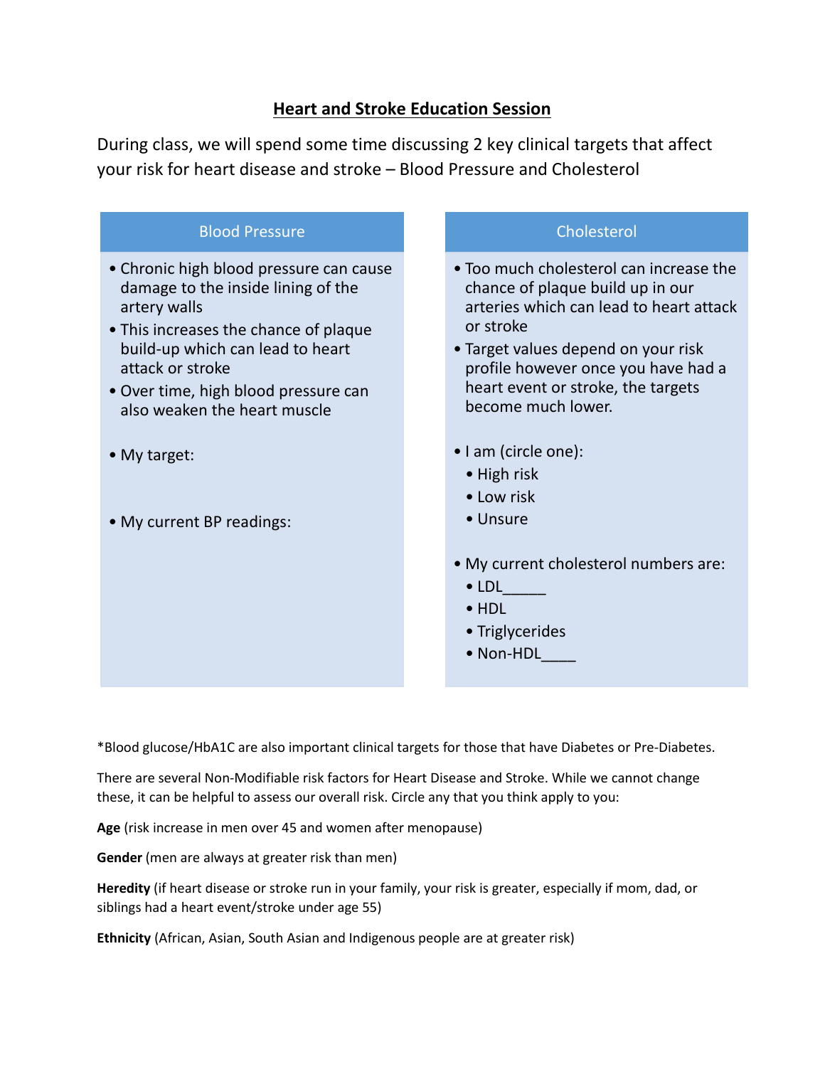## Heart and Stroke Education Session

During class, we will spend some time discussing 2 key clinical targets that affect your risk for heart disease and stroke – Blood Pressure and Cholesterol

### Blood Pressure

- Chronic high blood pressure can cause damage to the inside lining of the artery walls
- This increases the chance of plaque build-up which can lead to heart attack or stroke
- Over time, high blood pressure can also weaken the heart muscle

- My target:

- My current BP readings:

### Cholesterol

- Too much cholesterol can increase the chance of plaque build up in our arteries which can lead to heart attack or stroke
- Target values depend on your risk profile however once you have had a heart event or stroke, the targets become much lower.

- I am (circle one):
  - High risk
  - Low risk
  - Unsure

- My current cholesterol numbers are:
  - LDL_____
  - HDL
  - Triglycerides
  - Non-HDL____

*Blood glucose/HbA1C are also important clinical targets for those that have Diabetes or Pre-Diabetes.

There are several Non-Modifiable risk factors for Heart Disease and Stroke. While we cannot change these, it can be helpful to assess our overall risk. Circle any that you think apply to you:

**Age** (risk increase in men over 45 and women after menopause)

**Gender** (men are always at greater risk than men)

**Heredity** (if heart disease or stroke run in your family, your risk is greater, especially if mom, dad, or siblings had a heart event/stroke under age 55)

**Ethnicity** (African, Asian, South Asian and Indigenous people are at greater risk)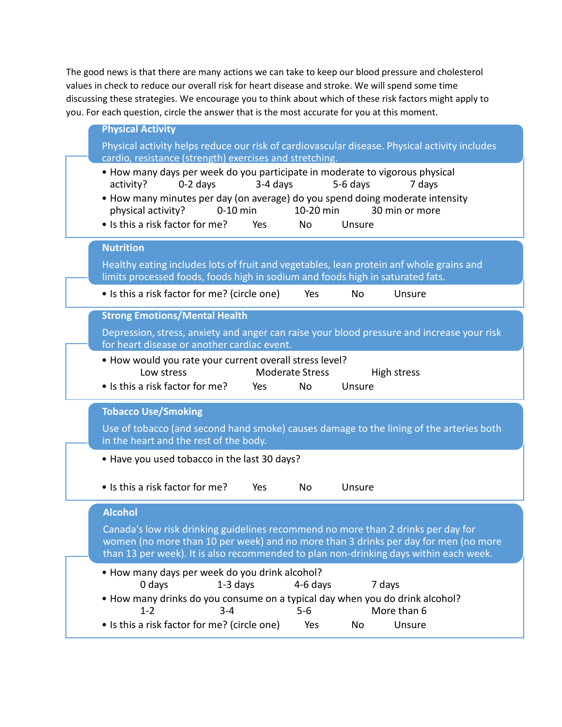The good news is that there are many actions we can take to keep our blood pressure and cholesterol values in check to reduce our overall risk for heart disease and stroke. We will spend some time discussing these strategies. We encourage you to think about which of these risk factors might apply to you. For each question, circle the answer that is the most accurate for you at this moment.

## Physical Activity

Physical activity helps reduce our risk of cardiovascular disease. Physical activity includes cardio, resistance (strength) exercises and stretching.

- How many days per week do you participate in moderate to vigorous physical activity? 0-2 days 3-4 days 5-6 days 7 days
- How many minutes per day (on average) do you spend doing moderate intensity physical activity? 0-10 min 10-20 min 30 min or more
- Is this a risk factor for me? Yes No Unsure

## Nutrition

Healthy eating includes lots of fruit and vegetables, lean protein anf whole grains and limits processed foods, foods high in sodium and foods high in saturated fats.

- Is this a risk factor for me? (circle one) Yes No Unsure

## Strong Emotions/Mental Health

Depression, stress, anxiety and anger can raise your blood pressure and increase your risk for heart disease or another cardiac event.

- How would you rate your current overall stress level?
  Low stress Moderate Stress High stress
- Is this a risk factor for me? Yes No Unsure

## Tobacco Use/Smoking

Use of tobacco (and second hand smoke) causes damage to the lining of the arteries both in the heart and the rest of the body.

- Have you used tobacco in the last 30 days?
- Is this a risk factor for me? Yes No Unsure

## Alcohol

Canada's low risk drinking guidelines recommend no more than 2 drinks per day for women (no more than 10 per week) and no more than 3 drinks per day for men (no more than 13 per week). It is also recommended to plan non-drinking days within each week.

- How many days per week do you drink alcohol?
  0 days 1-3 days 4-6 days 7 days
- How many drinks do you consume on a typical day when you do drink alcohol?
  1-2 3-4 5-6 More than 6
- Is this a risk factor for me? (circle one) Yes No Unsure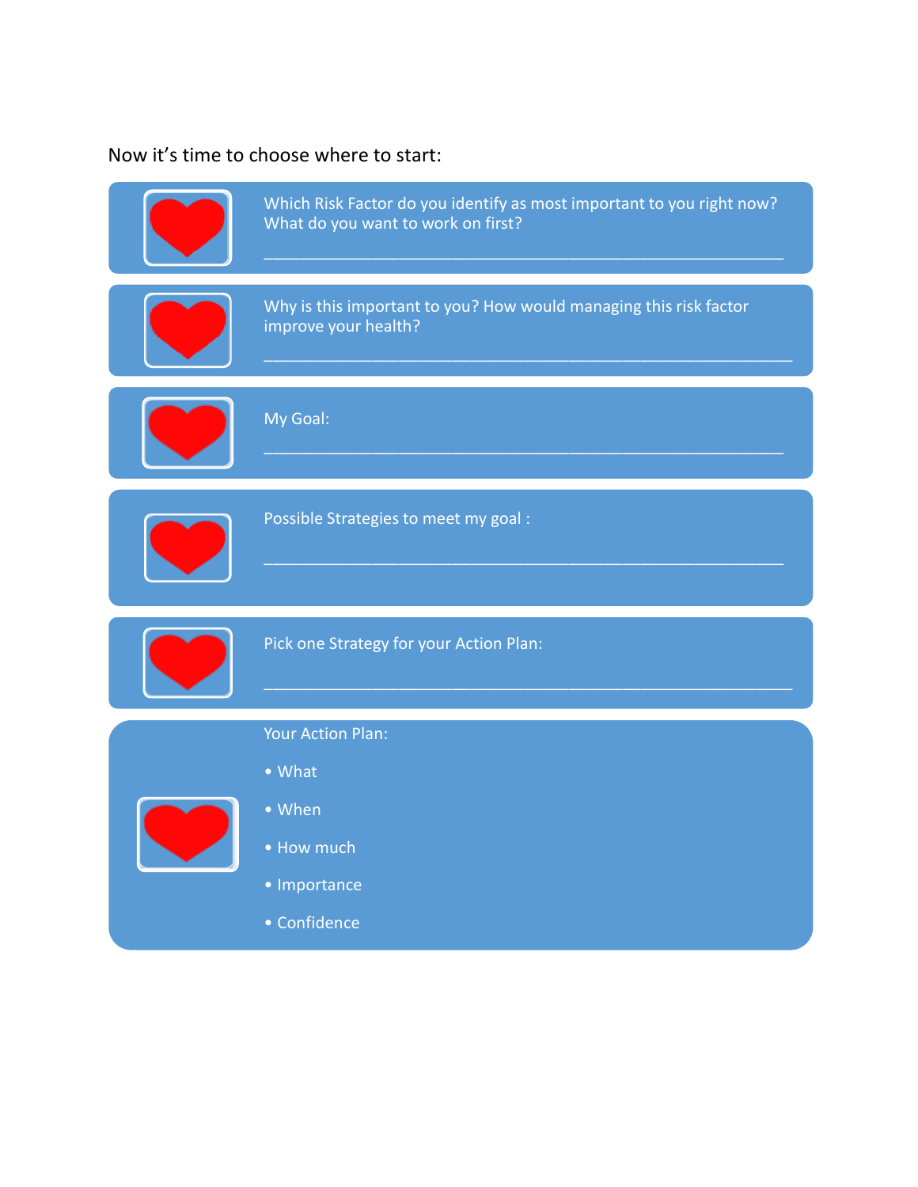Now it's time to choose where to start:

Which Risk Factor do you identify as most important to you right now? What do you want to work on first?

______________________________________________________________

Why is this important to you? How would managing this risk factor improve your health?

______________________________________________________________

My Goal:

______________________________________________________________

Possible Strategies to meet my goal :

______________________________________________________________

Pick one Strategy for your Action Plan:

______________________________________________________________

Your Action Plan:

- What
- When
- How much
- Importance
- Confidence